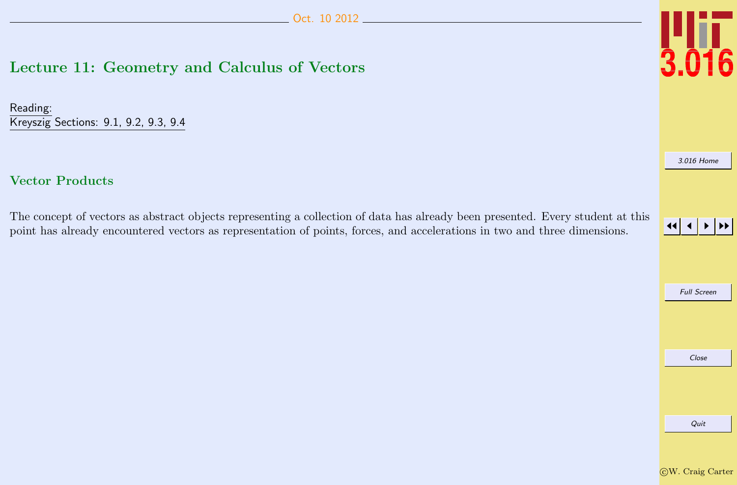# Lecture 11: Geometry and Calculus of Vectors

Reading:
Kreyszig Sections: 9.1, 9.2, 9.3, 9.4

## Vector Products

The concept of vectors as abstract objects representing a collection of data has already been presented. Every student at this point has already encountered vectors as representation of points, forces, and accelerations in two and three dimensions.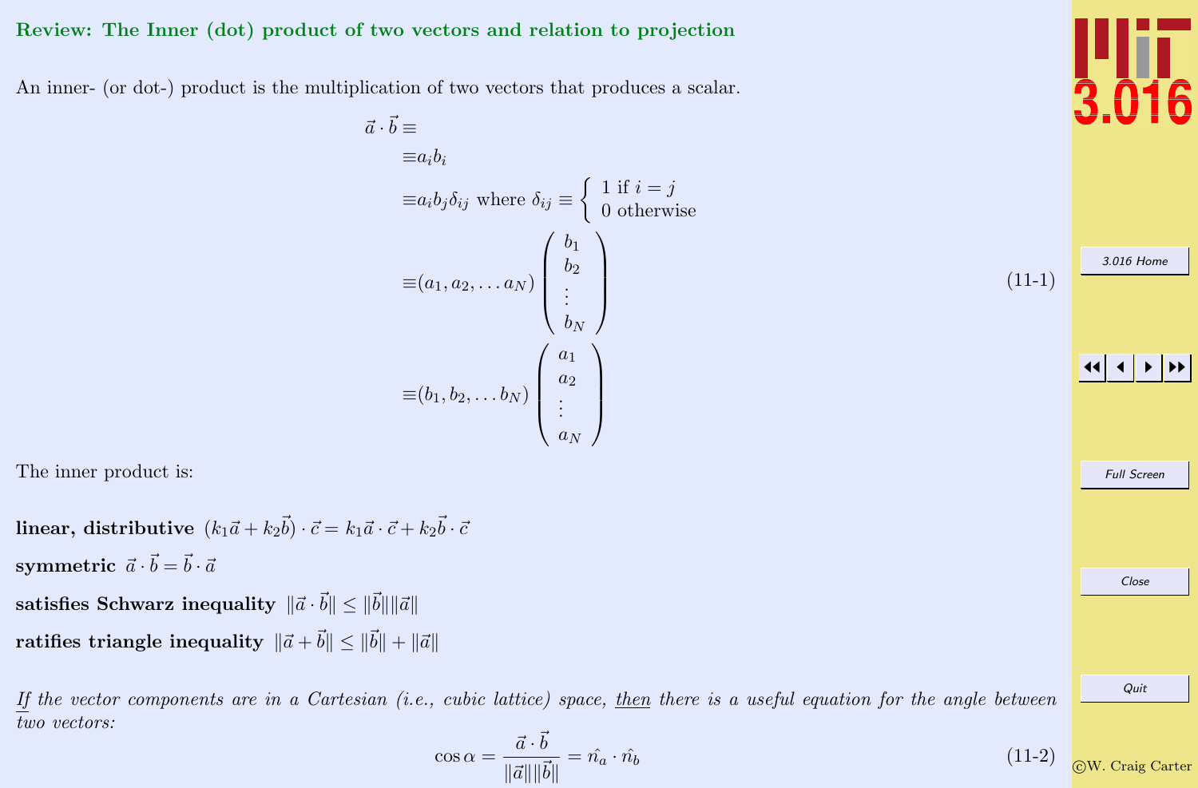## Review: The Inner (dot) product of two vectors and relation to projection

An inner- (or dot-) product is the multiplication of two vectors that produces a scalar.

$$
\begin{aligned}
\vec{a} \cdot \vec{b} \equiv & \\
& \equiv a_i b_i \\
& \equiv a_i b_j \delta_{ij} \text{ where } \delta_{ij} \equiv \begin{cases} 1 \text{ if } i = j \\ 0 \text{ otherwise} \end{cases} \\
& \equiv (a_1, a_2, \ldots a_N) \begin{pmatrix} b_1 \\ b_2 \\ \vdots \\ b_N \end{pmatrix} \\
& \equiv (b_1, b_2, \ldots b_N) \begin{pmatrix} a_1 \\ a_2 \\ \vdots \\ a_N \end{pmatrix}
\end{aligned}
\tag{11-1}
$$

The inner product is:

**linear, distributive** $(k_1 \vec{a} + k_2 \vec{b}) \cdot \vec{c} = k_1 \vec{a} \cdot \vec{c} + k_2 \vec{b} \cdot \vec{c}$

**symmetric** $\vec{a} \cdot \vec{b} = \vec{b} \cdot \vec{a}$

**satisfies Schwarz inequality** $\|\vec{a} \cdot \vec{b}\| \leq \|\vec{b}\| \|\vec{a}\|$

**ratifies triangle inequality** $\|\vec{a} + \vec{b}\| \leq \|\vec{b}\| + \|\vec{a}\|$

*If the vector components are in a Cartesian (i.e., cubic lattice) space, then there is a useful equation for the angle between two vectors:*

$$
\cos \alpha = \frac{\vec{a} \cdot \vec{b}}{\|\vec{a}\| \|\vec{b}\|} = \hat{n_a} \cdot \hat{n_b}
\tag{11-2}
$$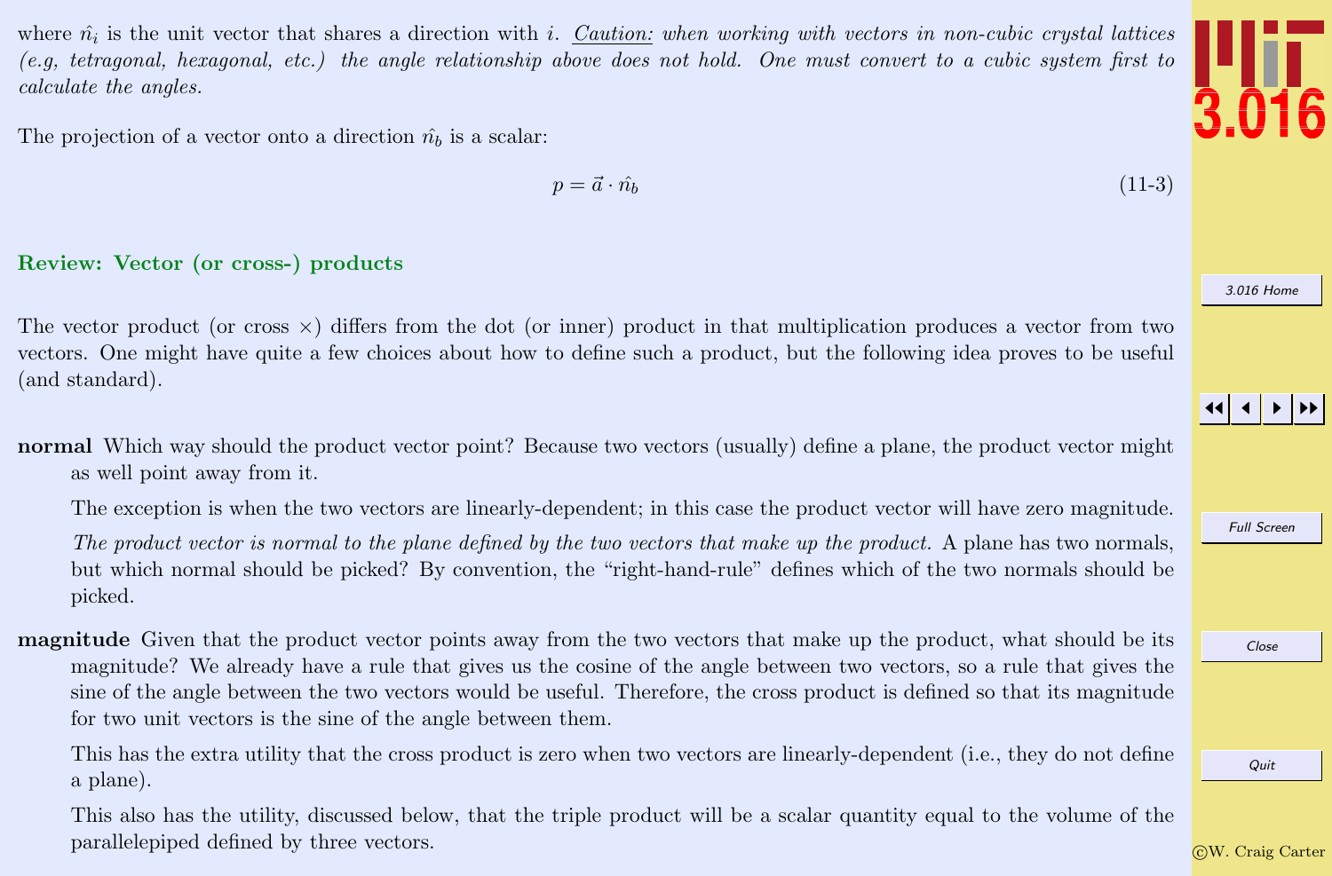where $\hat{n}_i$ is the unit vector that shares a direction with $i$. <u>*Caution:*</u> *when working with vectors in non-cubic crystal lattices (e.g, tetragonal, hexagonal, etc.) the angle relationship above does not hold. One must convert to a cubic system first to calculate the angles.*

The projection of a vector onto a direction $\hat{n}_b$ is a scalar:

$$p = \vec{a} \cdot \hat{n}_b \tag{11-3}$$

## Review: Vector (or cross-) products

The vector product (or cross $\times$) differs from the dot (or inner) product in that multiplication produces a vector from two vectors. One might have quite a few choices about how to define such a product, but the following idea proves to be useful (and standard).

**normal** Which way should the product vector point? Because two vectors (usually) define a plane, the product vector might as well point away from it.

The exception is when the two vectors are linearly-dependent; in this case the product vector will have zero magnitude.

*The product vector is normal to the plane defined by the two vectors that make up the product.* A plane has two normals, but which normal should be picked? By convention, the "right-hand-rule" defines which of the two normals should be picked.

**magnitude** Given that the product vector points away from the two vectors that make up the product, what should be its magnitude? We already have a rule that gives us the cosine of the angle between two vectors, so a rule that gives the sine of the angle between the two vectors would be useful. Therefore, the cross product is defined so that its magnitude for two unit vectors is the sine of the angle between them.

This has the extra utility that the cross product is zero when two vectors are linearly-dependent (i.e., they do not define a plane).

This also has the utility, discussed below, that the triple product will be a scalar quantity equal to the volume of the parallelepiped defined by three vectors.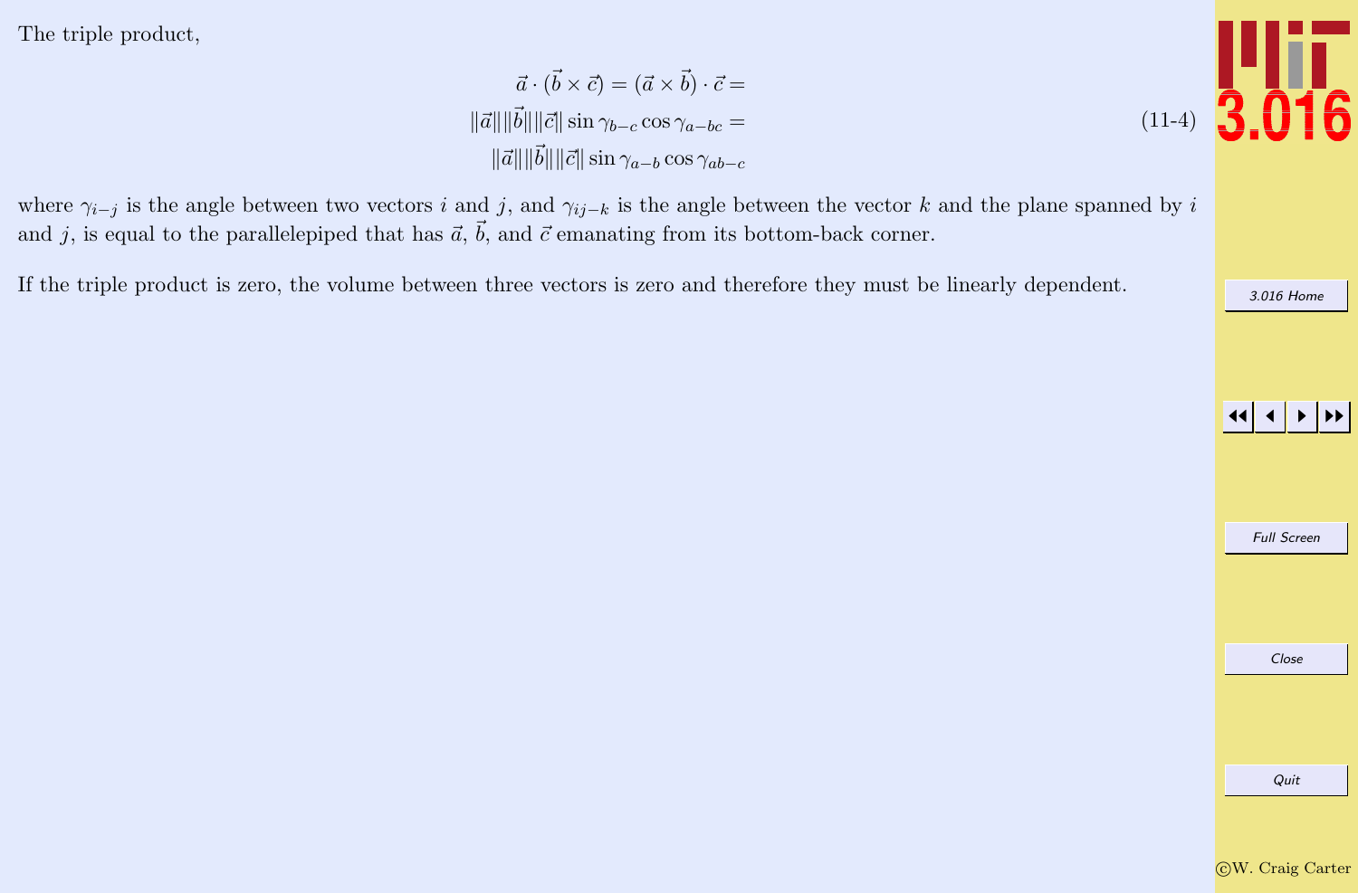The triple product,

$$
\begin{aligned}
\vec{a} \cdot (\vec{b} \times \vec{c}) = (\vec{a} \times \vec{b}) \cdot \vec{c} = \\
\|\vec{a}\| \|\vec{b}\| \|\vec{c}\| \sin \gamma_{b-c} \cos \gamma_{a-bc} = \\
\|\vec{a}\| \|\vec{b}\| \|\vec{c}\| \sin \gamma_{a-b} \cos \gamma_{ab-c}
\end{aligned}
\tag{11-4}
$$

where $\gamma_{i-j}$ is the angle between two vectors $i$ and $j$, and $\gamma_{ij-k}$ is the angle between the vector $k$ and the plane spanned by $i$ and $j$, is equal to the parallelepiped that has $\vec{a}$, $\vec{b}$, and $\vec{c}$ emanating from its bottom-back corner.

If the triple product is zero, the volume between three vectors is zero and therefore they must be linearly dependent.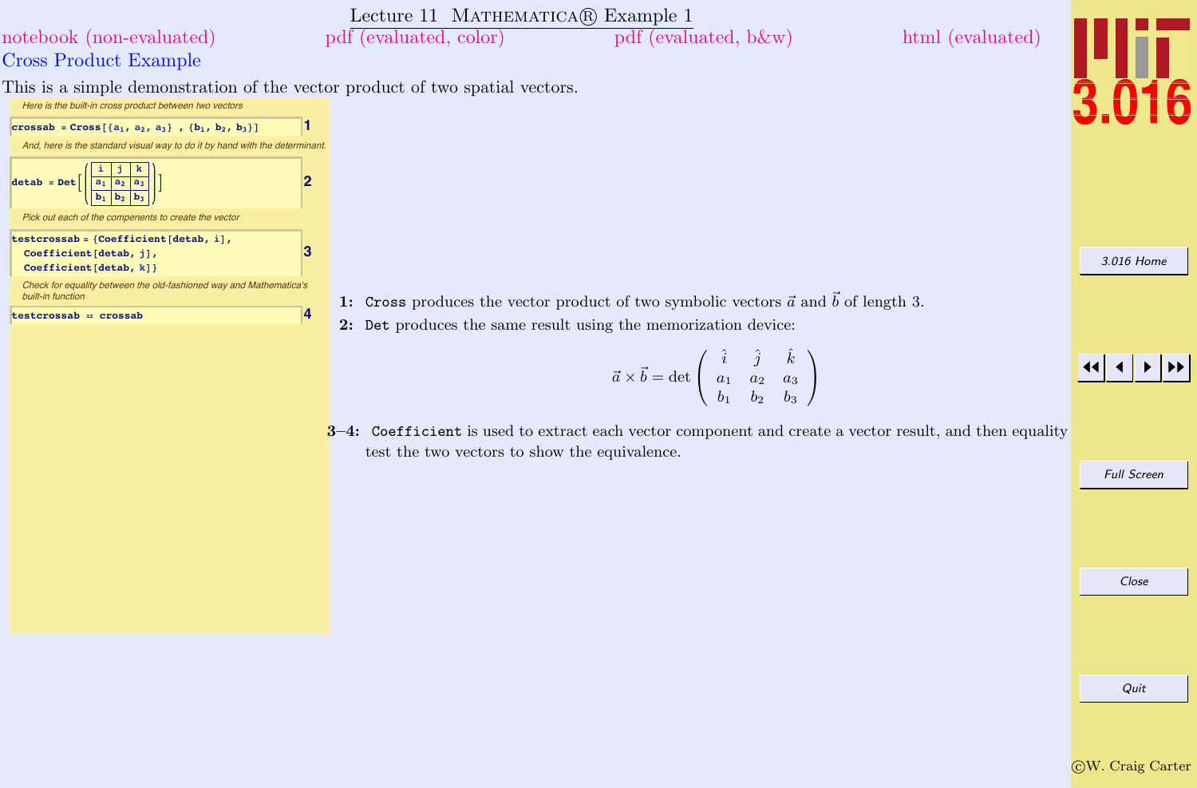# Lecture 11 Mathematica® Example 1

notebook (non-evaluated) pdf (evaluated, color) pdf (evaluated, b&w) html (evaluated)

## Cross Product Example

This is a simple demonstration of the vector product of two spatial vectors.

*Here is the built-in cross product between two vectors*

```
crossab = Cross[{a1, a2, a3} , {b1, b2, b3}]      1
```

*And, here is the standard visual way to do it by hand with the determinant.*

```
detab = Det[( i   j   k
              a1  a2  a3
              b1  b2  b3 )]      2
```

*Pick out each of the compenents to create the vector*

```
testcrossab = {Coefficient[detab, i],
  Coefficient[detab, j],
  Coefficient[detab, k]}      3
```

*Check for equality between the old-fashioned way and Mathematica's built-in function*

```
testcrossab == crossab      4
```

**1:** `Cross` produces the vector product of two symbolic vectors $\vec{a}$ and $\vec{b}$ of length 3.

**2:** `Det` produces the same result using the memorization device:

$$\vec{a} \times \vec{b} = \det \begin{pmatrix} \hat{i} & \hat{j} & \hat{k} \\ a_1 & a_2 & a_3 \\ b_1 & b_2 & b_3 \end{pmatrix}$$

**3–4:** `Coefficient` is used to extract each vector component and create a vector result, and then equality test the two vectors to show the equivalence.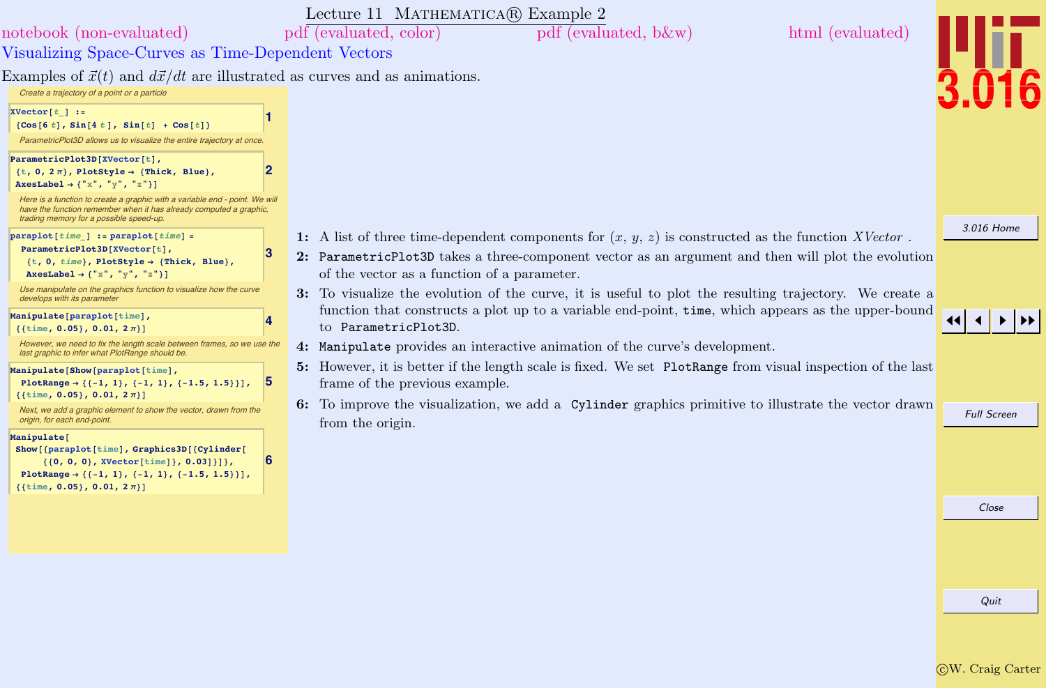# Lecture 11 MATHEMATICA® Example 2

notebook (non-evaluated) pdf (evaluated, color) pdf (evaluated, b&w) html (evaluated)

## Visualizing Space-Curves as Time-Dependent Vectors

Examples of $\vec{x}(t)$ and $d\vec{x}/dt$ are illustrated as curves and as animations.

*Create a trajectory of a point or a particle*

```
XVector[t_] :=
 {Cos[6 t], Sin[4 t], Sin[t] + Cos[t]}
```
1

*ParametricPlot3D allows us to visualize the entire trajectory at once.*

```
ParametricPlot3D[XVector[t],
 {t, 0, 2 π}, PlotStyle → {Thick, Blue},
 AxesLabel → {"x", "y", "z"}]
```
2

*Here is a function to create a graphic with a variable end - point. We will have the function remember when it has already computed a graphic, trading memory for a possible speed-up.*

```
paraplot[time_] := paraplot[time] =
  ParametricPlot3D[XVector[t],
   {t, 0, time}, PlotStyle → {Thick, Blue},
   AxesLabel → {"x", "y", "z"}]
```
3

*Use manipulate on the graphics function to visualize how the curve develops with its parameter*

```
Manipulate[paraplot[time],
 {{time, 0.05}, 0.01, 2 π}]
```
4

*However, we need to fix the length scale between frames, so we use the last graphic to infer what PlotRange should be.*

```
Manipulate[Show[paraplot[time],
  PlotRange → {{-1, 1}, {-1, 1}, {-1.5, 1.5}}],
 {{time, 0.05}, 0.01, 2 π}]
```
5

*Next, we add a graphic element to show the vector, drawn from the origin, for each end-point.*

```
Manipulate[
 Show[{paraplot[time], Graphics3D[{Cylinder[
      {{0, 0, 0}, XVector[time]}, 0.03]}]},
  PlotRange → {{-1, 1}, {-1, 1}, {-1.5, 1.5}}],
 {{time, 0.05}, 0.01, 2 π}]
```
6

**1:** A list of three time-dependent components for $(x, y, z)$ is constructed as the function $XVector$ .

**2:** `ParametricPlot3D` takes a three-component vector as an argument and then will plot the evolution of the vector as a function of a parameter.

**3:** To visualize the evolution of the curve, it is useful to plot the resulting trajectory. We create a function that constructs a plot up to a variable end-point, `time`, which appears as the upper-bound to `ParametricPlot3D`.

**4:** `Manipulate` provides an interactive animation of the curve's development.

**5:** However, it is better if the length scale is fixed. We set `PlotRange` from visual inspection of the last frame of the previous example.

**6:** To improve the visualization, we add a `Cylinder` graphics primitive to illustrate the vector drawn from the origin.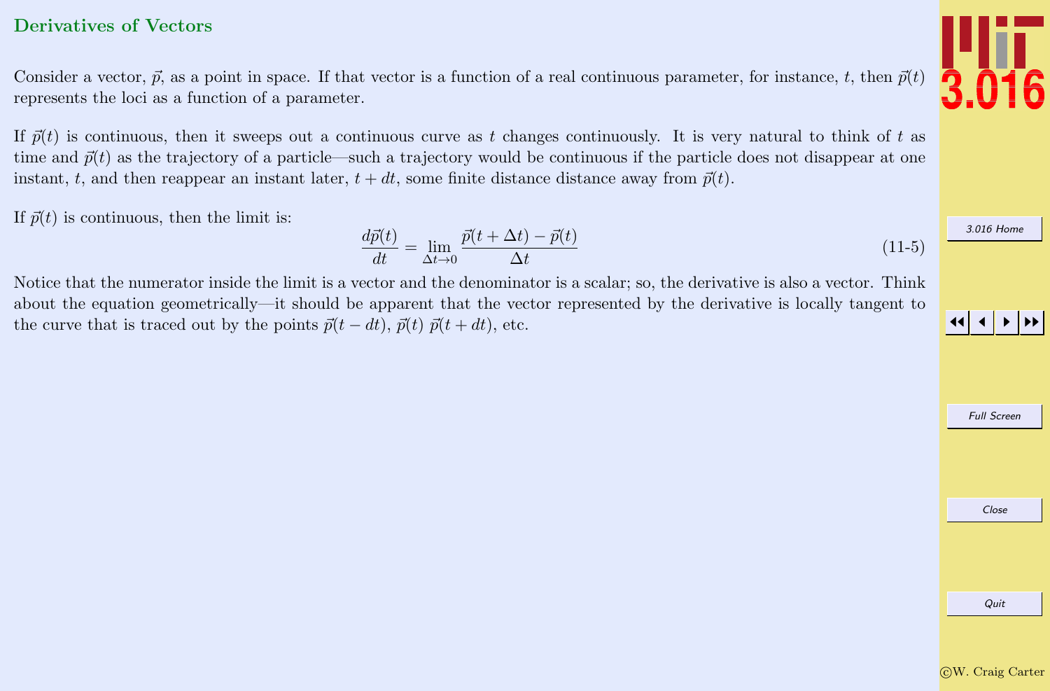## Derivatives of Vectors

Consider a vector, $\vec{p}$, as a point in space. If that vector is a function of a real continuous parameter, for instance, $t$, then $\vec{p}(t)$ represents the loci as a function of a parameter.

If $\vec{p}(t)$ is continuous, then it sweeps out a continuous curve as $t$ changes continuously. It is very natural to think of $t$ as time and $\vec{p}(t)$ as the trajectory of a particle—such a trajectory would be continuous if the particle does not disappear at one instant, $t$, and then reappear an instant later, $t + dt$, some finite distance distance away from $\vec{p}(t)$.

If $\vec{p}(t)$ is continuous, then the limit is:

$$\frac{d\vec{p}(t)}{dt} = \lim_{\Delta t \to 0} \frac{\vec{p}(t + \Delta t) - \vec{p}(t)}{\Delta t} \tag{11-5}$$

Notice that the numerator inside the limit is a vector and the denominator is a scalar; so, the derivative is also a vector. Think about the equation geometrically—it should be apparent that the vector represented by the derivative is locally tangent to the curve that is traced out by the points $\vec{p}(t - dt)$, $\vec{p}(t)$ $\vec{p}(t + dt)$, etc.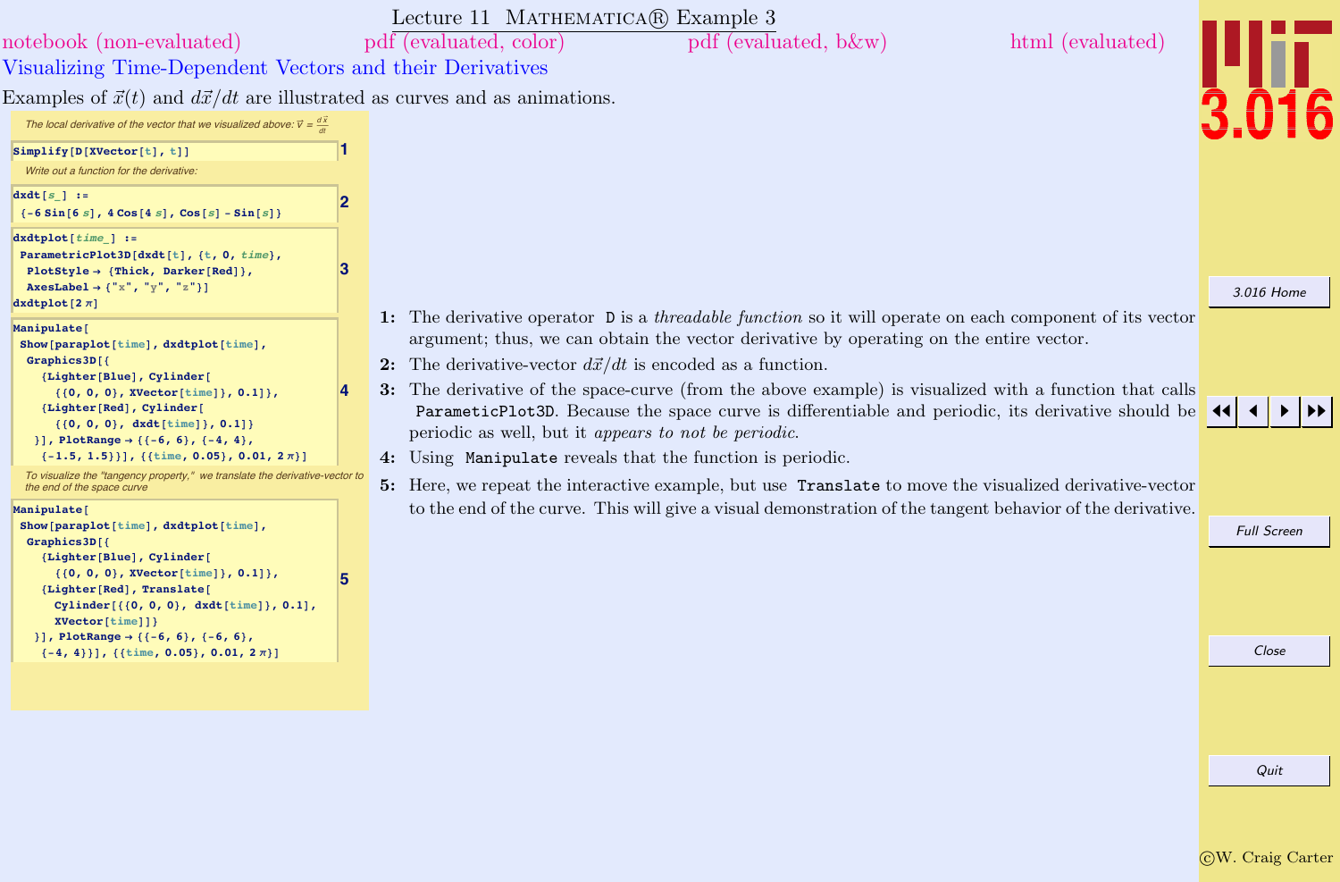# Lecture 11 Mathematica® Example 3

notebook (non-evaluated) pdf (evaluated, color) pdf (evaluated, b&w) html (evaluated)

## Visualizing Time-Dependent Vectors and their Derivatives

Examples of $\vec{x}(t)$ and $d\vec{x}/dt$ are illustrated as curves and as animations.

*The local derivative of the vector that we visualized above:* $\vec{v} = \frac{d\vec{x}}{dt}$

```
Simplify[D[XVector[t], t]]
```
(1)

*Write out a function for the derivative:*

```
dxdt[s_] :=
 {-6 Sin[6 s], 4 Cos[4 s], Cos[s] - Sin[s]}
```
(2)

```
dxdtplot[time_] :=
 ParametricPlot3D[dxdt[t], {t, 0, time},
  PlotStyle → {Thick, Darker[Red]},
  AxesLabel → {"x", "y", "z"}]
dxdtplot[2 π]
```
(3)

```
Manipulate[
 Show[paraplot[time], dxdtplot[time],
  Graphics3D[{
    {Lighter[Blue], Cylinder[
      {{0, 0, 0}, XVector[time]}, 0.1]},
    {Lighter[Red], Cylinder[
      {{0, 0, 0}, dxdt[time]}, 0.1]}
   }], PlotRange → {{-6, 6}, {-4, 4},
    {-1.5, 1.5}}], {{time, 0.05}, 0.01, 2 π}]
```
(4)

*To visualize the "tangency property," we translate the derivative-vector to the end of the space curve*

```
Manipulate[
 Show[paraplot[time], dxdtplot[time],
  Graphics3D[{
    {Lighter[Blue], Cylinder[
      {{0, 0, 0}, XVector[time]}, 0.1]},
    {Lighter[Red], Translate[
      Cylinder[{{0, 0, 0}, dxdt[time]}, 0.1],
      XVector[time]]}
   }], PlotRange → {{-6, 6}, {-6, 6},
    {-4, 4}}], {{time, 0.05}, 0.01, 2 π}]
```
(5)

**1:** The derivative operator `D` is a *threadable function* so it will operate on each component of its vector argument; thus, we can obtain the vector derivative by operating on the entire vector.

**2:** The derivative-vector $d\vec{x}/dt$ is encoded as a function.

**3:** The derivative of the space-curve (from the above example) is visualized with a function that calls `ParametricPlot3D`. Because the space curve is differentiable and periodic, its derivative should be periodic as well, but it *appears to not be periodic.*

**4:** Using `Manipulate` reveals that the function is periodic.

**5:** Here, we repeat the interactive example, but use `Translate` to move the visualized derivative-vector to the end of the curve. This will give a visual demonstration of the tangent behavior of the derivative.

©W. Craig Carter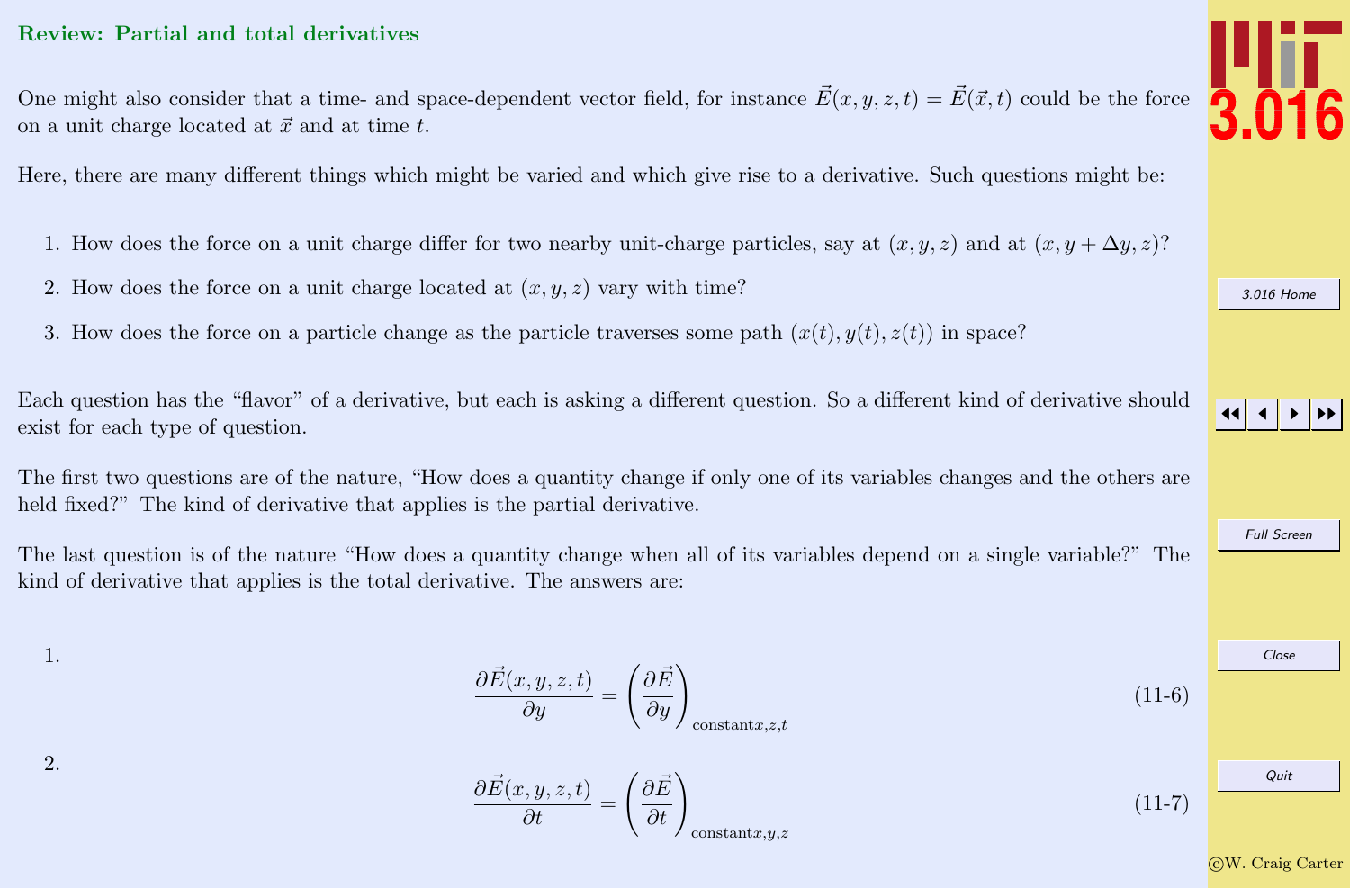## Review: Partial and total derivatives

One might also consider that a time- and space-dependent vector field, for instance $\vec{E}(x, y, z, t) = \vec{E}(\vec{x}, t)$ could be the force on a unit charge located at $\vec{x}$ and at time $t$.

Here, there are many different things which might be varied and which give rise to a derivative. Such questions might be:

1. How does the force on a unit charge differ for two nearby unit-charge particles, say at $(x, y, z)$ and at $(x, y + \Delta y, z)$?
2. How does the force on a unit charge located at $(x, y, z)$ vary with time?
3. How does the force on a particle change as the particle traverses some path $(x(t), y(t), z(t))$ in space?

Each question has the "flavor" of a derivative, but each is asking a different question. So a different kind of derivative should exist for each type of question.

The first two questions are of the nature, "How does a quantity change if only one of its variables changes and the others are held fixed?" The kind of derivative that applies is the partial derivative.

The last question is of the nature "How does a quantity change when all of its variables depend on a single variable?" The kind of derivative that applies is the total derivative. The answers are:

1.
$$\frac{\partial \vec{E}(x, y, z, t)}{\partial y} = \left(\frac{\partial \vec{E}}{\partial y}\right)_{\text{constant}x,z,t} \tag{11-6}$$

2.
$$\frac{\partial \vec{E}(x, y, z, t)}{\partial t} = \left(\frac{\partial \vec{E}}{\partial t}\right)_{\text{constant}x,y,z} \tag{11-7}$$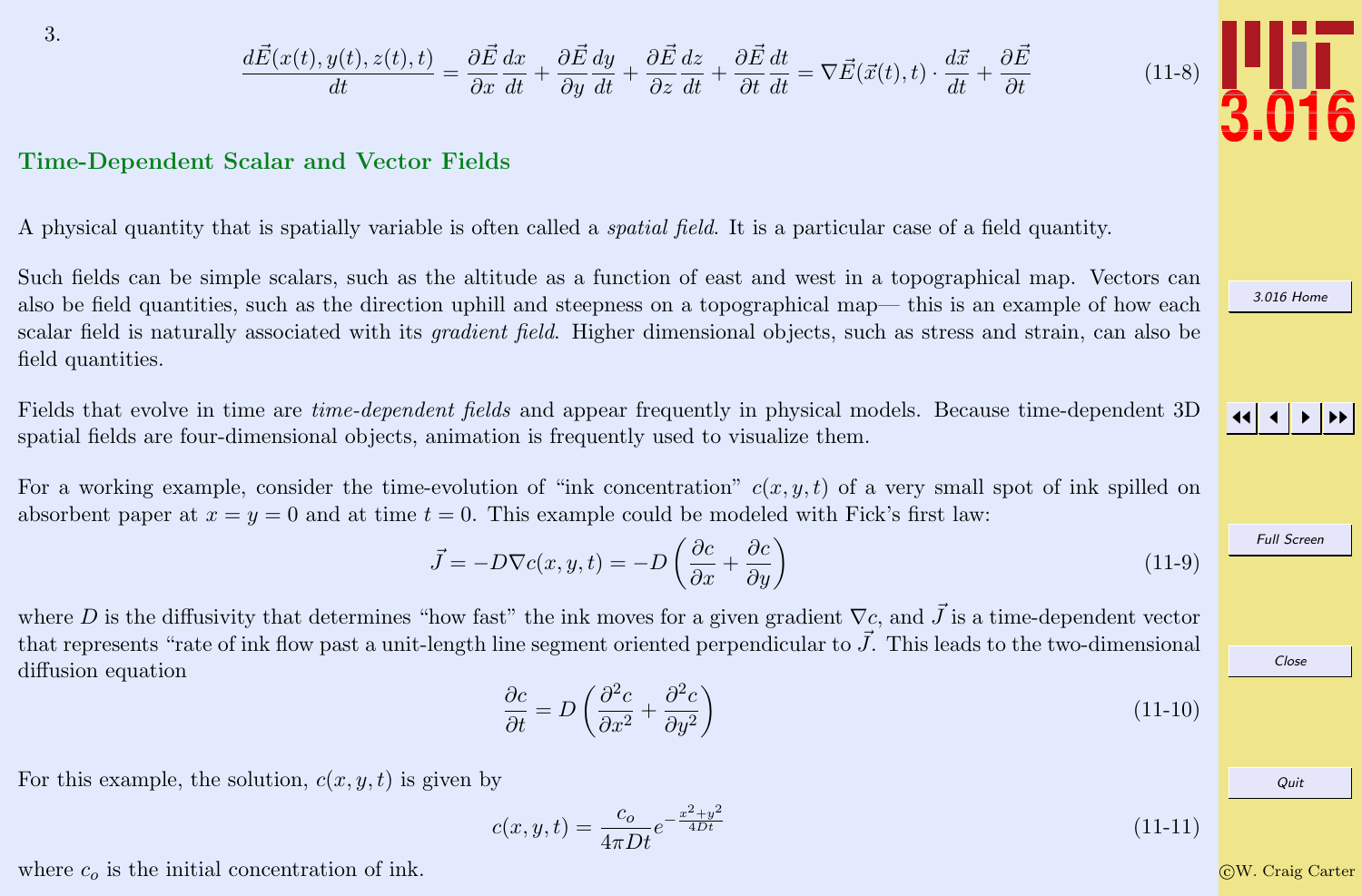3.

$$\frac{d\vec{E}(x(t),y(t),z(t),t)}{dt} = \frac{\partial \vec{E}}{\partial x}\frac{dx}{dt} + \frac{\partial \vec{E}}{\partial y}\frac{dy}{dt} + \frac{\partial \vec{E}}{\partial z}\frac{dz}{dt} + \frac{\partial \vec{E}}{\partial t}\frac{dt}{dt} = \nabla \vec{E}(\vec{x}(t),t) \cdot \frac{d\vec{x}}{dt} + \frac{\partial \vec{E}}{\partial t} \tag{11-8}$$

## Time-Dependent Scalar and Vector Fields

A physical quantity that is spatially variable is often called a *spatial field*. It is a particular case of a field quantity.

Such fields can be simple scalars, such as the altitude as a function of east and west in a topographical map. Vectors can also be field quantities, such as the direction uphill and steepness on a topographical map— this is an example of how each scalar field is naturally associated with its *gradient field*. Higher dimensional objects, such as stress and strain, can also be field quantities.

Fields that evolve in time are *time-dependent fields* and appear frequently in physical models. Because time-dependent 3D spatial fields are four-dimensional objects, animation is frequently used to visualize them.

For a working example, consider the time-evolution of "ink concentration" $c(x,y,t)$ of a very small spot of ink spilled on absorbent paper at $x = y = 0$ and at time $t = 0$. This example could be modeled with Fick's first law:

$$\vec{J} = -D\nabla c(x,y,t) = -D\left(\frac{\partial c}{\partial x} + \frac{\partial c}{\partial y}\right) \tag{11-9}$$

where $D$ is the diffusivity that determines "how fast" the ink moves for a given gradient $\nabla c$, and $\vec{J}$ is a time-dependent vector that represents "rate of ink flow past a unit-length line segment oriented perpendicular to $\vec{J}$. This leads to the two-dimensional diffusion equation

$$\frac{\partial c}{\partial t} = D\left(\frac{\partial^2 c}{\partial x^2} + \frac{\partial^2 c}{\partial y^2}\right) \tag{11-10}$$

For this example, the solution, $c(x,y,t)$ is given by

$$c(x,y,t) = \frac{c_o}{4\pi D t} e^{-\frac{x^2+y^2}{4Dt}} \tag{11-11}$$

where $c_o$ is the initial concentration of ink.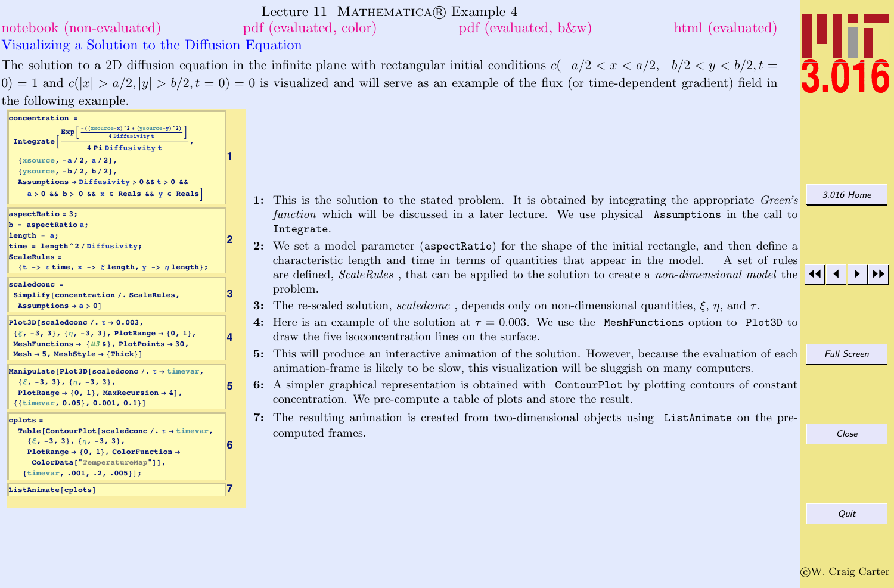# Lecture 11 MATHEMATICA® Example 4

notebook (non-evaluated) pdf (evaluated, color) pdf (evaluated, b&w) html (evaluated)

## Visualizing a Solution to the Diffusion Equation

The solution to a 2D diffusion equation in the infinite plane with rectangular initial conditions $c(-a/2 < x < a/2, -b/2 < y < b/2, t = 0) = 1$ and $c(|x| > a/2, |y| > b/2, t = 0) = 0$ is visualized and will serve as an example of the flux (or time-dependent gradient) field in the following example.

```
(* 1 *)
concentration =
 Integrate[Exp[-((xsource-x)^2 + (ysource-y)^2)/(4 Diffusivity t)]/(4 Pi Diffusivity t),
  {xsource, -a/2, a/2},
  {ysource, -b/2, b/2},
  Assumptions -> Diffusivity > 0 && t > 0 &&
    a > 0 && b > 0 && x ∈ Reals && y ∈ Reals]

(* 2 *)
aspectRatio = 3;
b = aspectRatio a;
length = a;
time = length^2/Diffusivity;
ScaleRules =
  {t -> τ time, x -> ξ length, y -> η length};

(* 3 *)
scaledconc =
 Simplify[concentration /. ScaleRules,
  Assumptions -> a > 0]

(* 4 *)
Plot3D[scaledconc /. τ -> 0.003,
 {ξ, -3, 3}, {η, -3, 3}, PlotRange -> {0, 1},
 MeshFunctions -> {#3 &}, PlotPoints -> 30,
 Mesh -> 5, MeshStyle -> {Thick}]

(* 5 *)
Manipulate[Plot3D[scaledconc /. τ -> timevar,
  {ξ, -3, 3}, {η, -3, 3},
  PlotRange -> {0, 1}, MaxRecursion -> 4],
 {{timevar, 0.05}, 0.001, 0.1}]

(* 6 *)
cplots =
  Table[ContourPlot[scaledconc /. τ -> timevar,
    {ξ, -3, 3}, {η, -3, 3},
    PlotRange -> {0, 1}, ColorFunction ->
     ColorData["TemperatureMap"]],
   {timevar, .001, .2, .005}];

(* 7 *)
ListAnimate[cplots]
```

1: This is the solution to the stated problem. It is obtained by integrating the appropriate *Green's function* which will be discussed in a later lecture. We use physical `Assumptions` in the call to `Integrate`.

2: We set a model parameter (`aspectRatio`) for the shape of the initial rectangle, and then define a characteristic length and time in terms of quantities that appear in the model. A set of rules are defined, *ScaleRules* , that can be applied to the solution to create a *non-dimensional model* the problem.

3: The re-scaled solution, *scaledconc* , depends only on non-dimensional quantities, $\xi$, $\eta$, and $\tau$.

4: Here is an example of the solution at $\tau = 0.003$. We use the `MeshFunctions` option to `Plot3D` to draw the five isoconcentration lines on the surface.

5: This will produce an interactive animation of the solution. However, because the evaluation of each animation-frame is likely to be slow, this visualization will be sluggish on many computers.

6: A simpler graphical representation is obtained with `ContourPlot` by plotting contours of constant concentration. We pre-compute a table of plots and store the result.

7: The resulting animation is created from two-dimensional objects using `ListAnimate` on the pre-computed frames.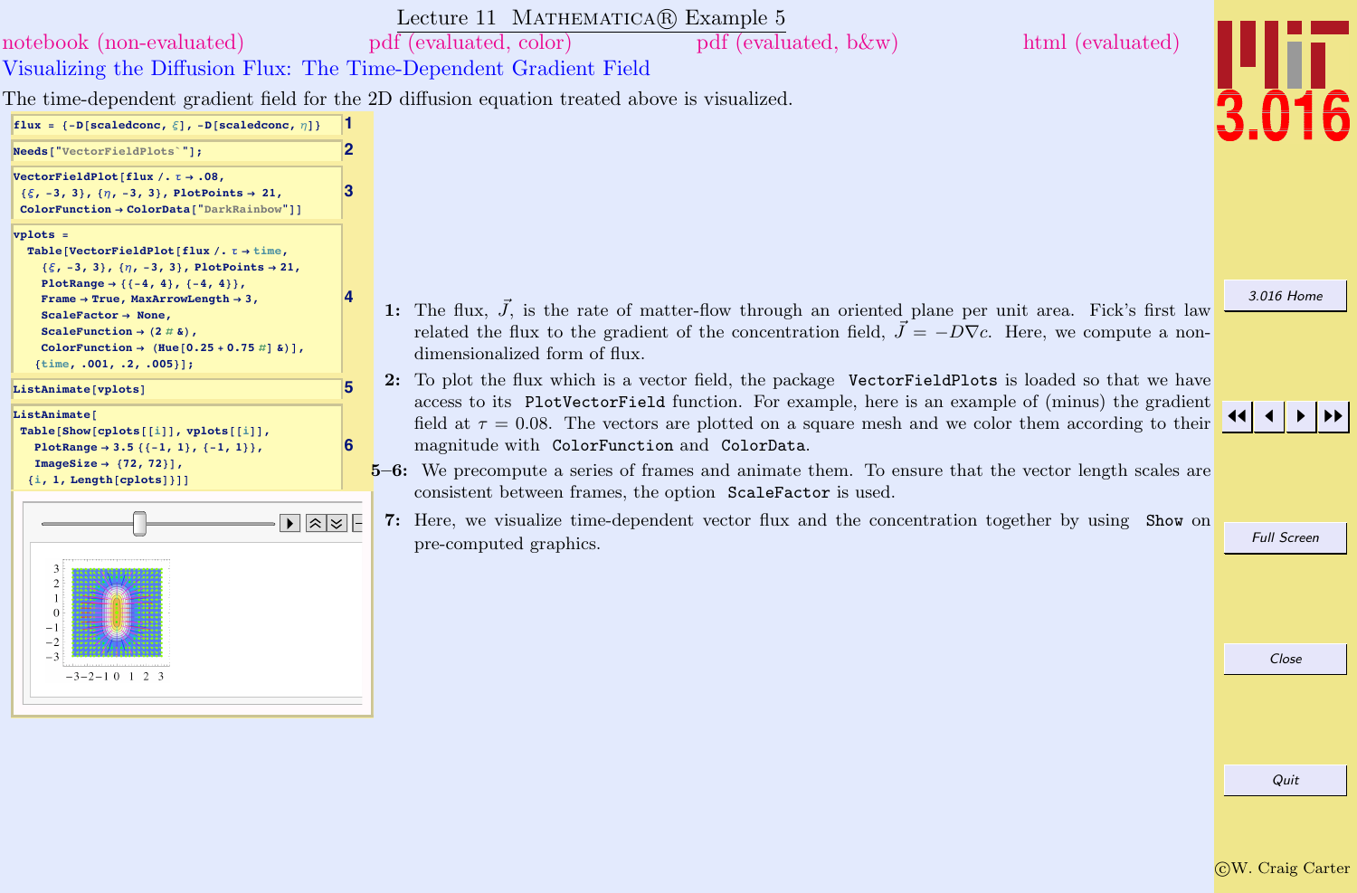# Lecture 11 MATHEMATICA® Example 5

notebook (non-evaluated) pdf (evaluated, color) pdf (evaluated, b&w) html (evaluated)

## Visualizing the Diffusion Flux: The Time-Dependent Gradient Field

The time-dependent gradient field for the 2D diffusion equation treated above is visualized.

```
flux = {-D[scaledconc, ξ], -D[scaledconc, η]}
```
1

```
Needs["VectorFieldPlots`"];
```
2

```
VectorFieldPlot[flux /. τ → .08,
 {ξ, -3, 3}, {η, -3, 3}, PlotPoints → 21,
 ColorFunction → ColorData["DarkRainbow"]]
```
3

```
vplots =
  Table[VectorFieldPlot[flux /. τ → time,
    {ξ, -3, 3}, {η, -3, 3}, PlotPoints → 21,
    PlotRange → {{-4, 4}, {-4, 4}},
    Frame → True, MaxArrowLength → 3,
    ScaleFactor → None,
    ScaleFunction → (2 # &),
    ColorFunction → (Hue[0.25 + 0.75 #] &)],
   {time, .001, .2, .005}];
```
4

```
ListAnimate[vplots]
```
5

```
ListAnimate[
 Table[Show[cplots[[i]], vplots[[i]],
   PlotRange → 3.5 {{-1, 1}, {-1, 1}},
   ImageSize → {72, 72}],
  {i, 1, Length[cplots]}]]
```
6

1: The flux, $\vec{J}$, is the rate of matter-flow through an oriented plane per unit area. Fick's first law related the flux to the gradient of the concentration field, $\vec{J} = -D\nabla c$. Here, we compute a non-dimensionalized form of flux.

2: To plot the flux which is a vector field, the package `VectorFieldPlots` is loaded so that we have access to its `PlotVectorField` function. For example, here is an example of (minus) the gradient field at $\tau = 0.08$. The vectors are plotted on a square mesh and we color them according to their magnitude with `ColorFunction` and `ColorData`.

5–6: We precompute a series of frames and animate them. To ensure that the vector length scales are consistent between frames, the option `ScaleFactor` is used.

7: Here, we visualize time-dependent vector flux and the concentration together by using `Show` on pre-computed graphics.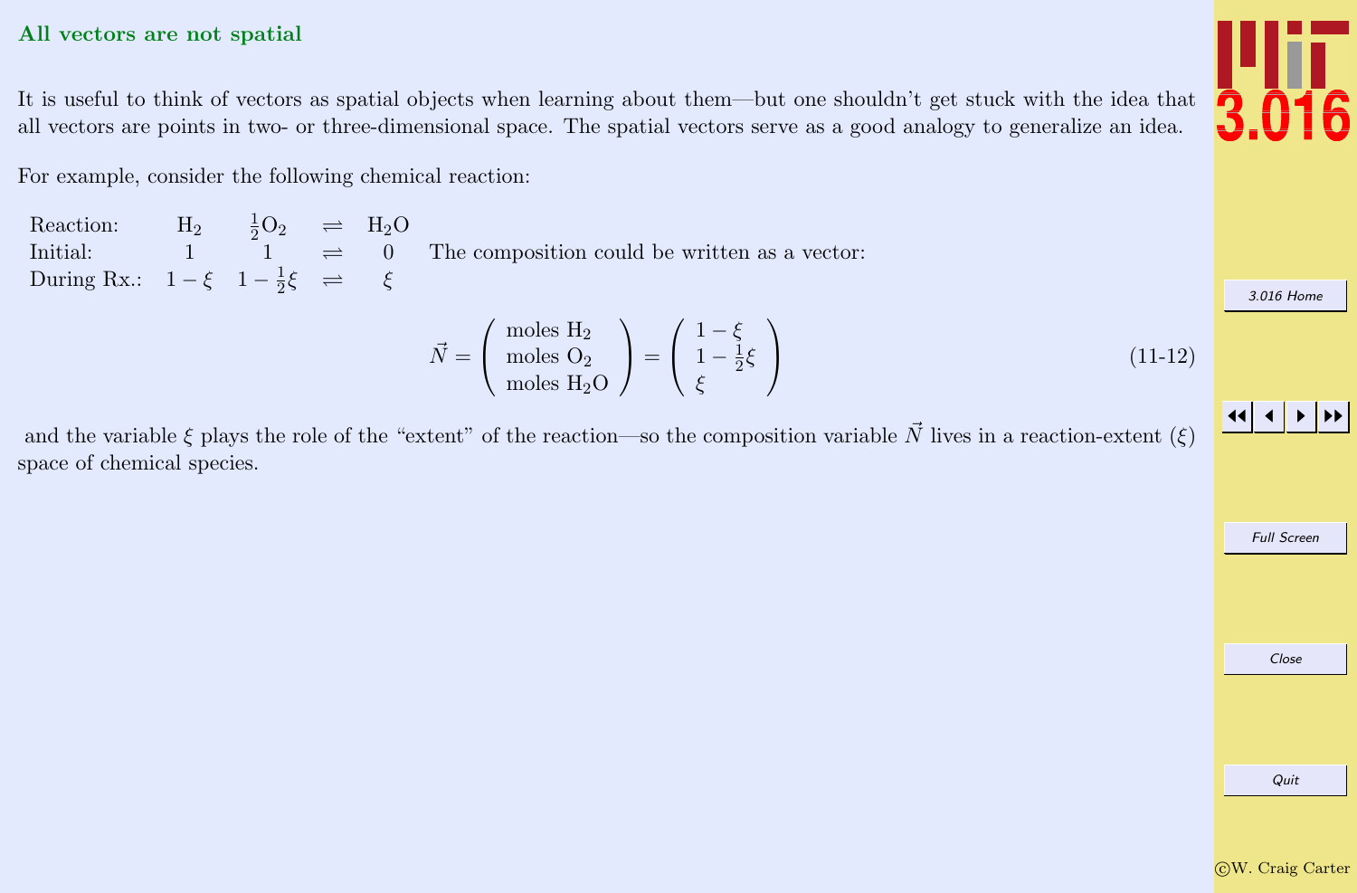## All vectors are not spatial

It is useful to think of vectors as spatial objects when learning about them—but one shouldn't get stuck with the idea that all vectors are points in two- or three-dimensional space. The spatial vectors serve as a good analogy to generalize an idea.

For example, consider the following chemical reaction:

| | | | | |
|---|---|---|---|---|
| Reaction: | $H_2$ | $\frac{1}{2}O_2$ | $\rightleftharpoons$ | $H_2O$ |
| Initial: | 1 | 1 | $\rightleftharpoons$ | 0 |
| During Rx.: | $1-\xi$ | $1-\frac{1}{2}\xi$ | $\rightleftharpoons$ | $\xi$ |

The composition could be written as a vector:

$$\vec{N} = \begin{pmatrix} \text{moles } H_2 \\ \text{moles } O_2 \\ \text{moles } H_2O \end{pmatrix} = \begin{pmatrix} 1-\xi \\ 1-\frac{1}{2}\xi \\ \xi \end{pmatrix} \tag{11-12}$$

and the variable $\xi$ plays the role of the "extent" of the reaction—so the composition variable $\vec{N}$ lives in a reaction-extent ($\xi$) space of chemical species.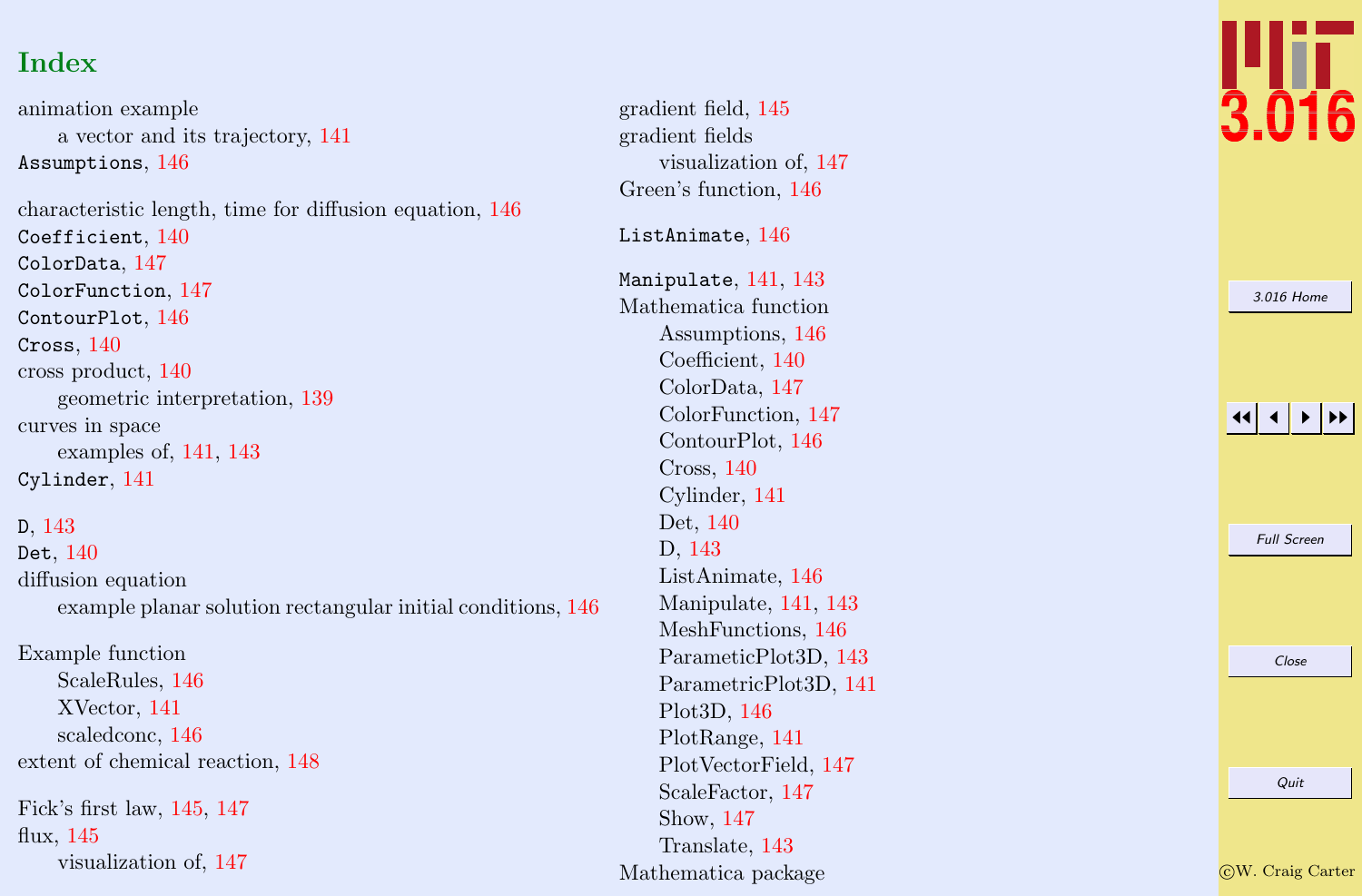# Index

animation example
- a vector and its trajectory, 141

`Assumptions`, 146

characteristic length, time for diffusion equation, 146
`Coefficient`, 140
`ColorData`, 147
`ColorFunction`, 147
`ContourPlot`, 146
`Cross`, 140
cross product, 140
- geometric interpretation, 139

curves in space
- examples of, 141, 143

`Cylinder`, 141

`D`, 143
`Det`, 140
diffusion equation
- example planar solution rectangular initial conditions, 146

Example function
- ScaleRules, 146
- XVector, 141
- scaledconc, 146

extent of chemical reaction, 148

Fick's first law, 145, 147
flux, 145
- visualization of, 147

gradient field, 145
gradient fields
- visualization of, 147

Green's function, 146

`ListAnimate`, 146

`Manipulate`, 141, 143
Mathematica function
- Assumptions, 146
- Coefficient, 140
- ColorData, 147
- ColorFunction, 147
- ContourPlot, 146
- Cross, 140
- Cylinder, 141
- Det, 140
- D, 143
- ListAnimate, 146
- Manipulate, 141, 143
- MeshFunctions, 146
- ParameticPlot3D, 143
- ParametricPlot3D, 141
- Plot3D, 146
- PlotRange, 141
- PlotVectorField, 147
- ScaleFactor, 147
- Show, 147
- Translate, 143

Mathematica package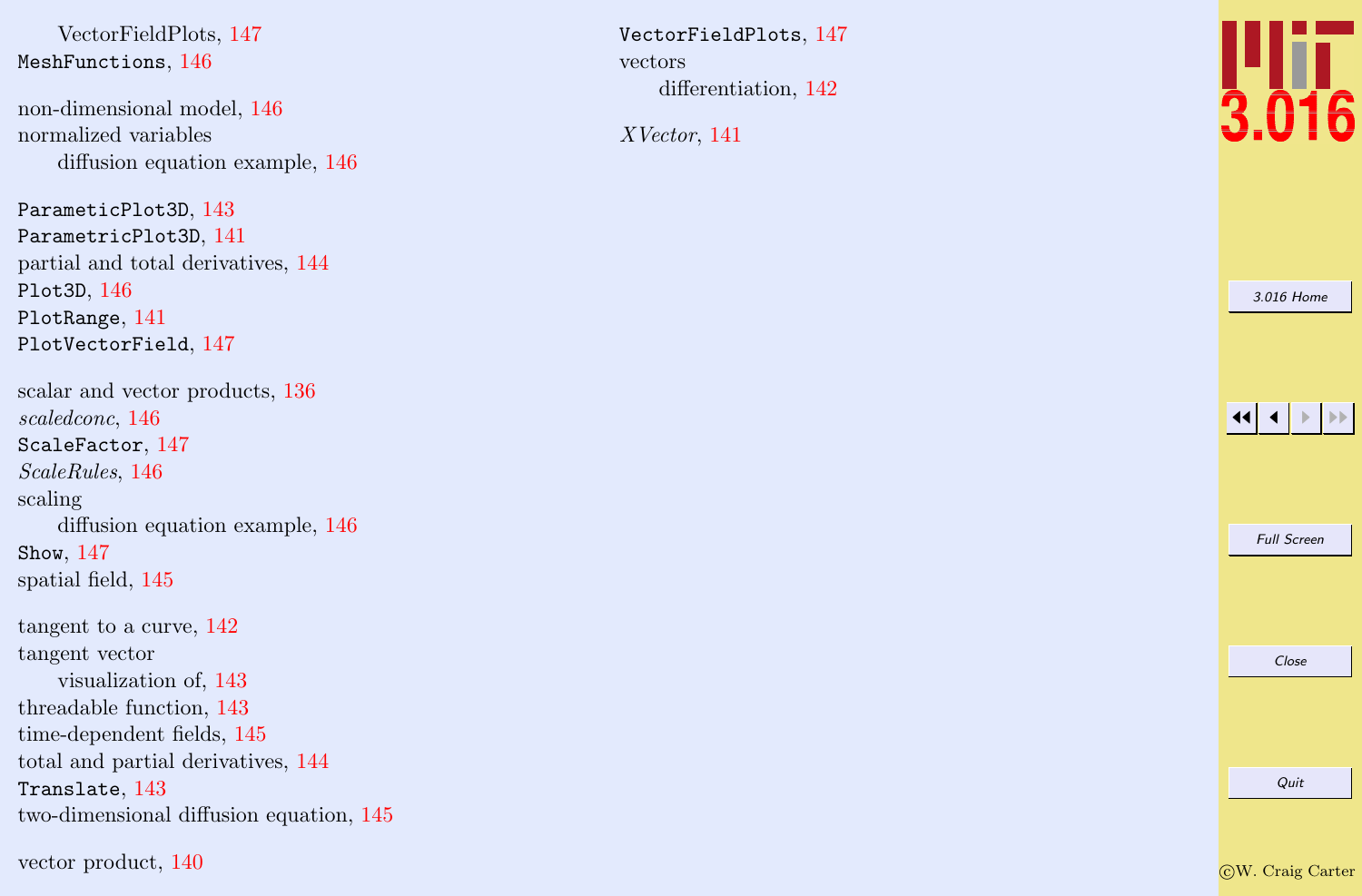VectorFieldPlots, 147

`MeshFunctions`, 146

non-dimensional model, 146

normalized variables

    diffusion equation example, 146

`ParameticPlot3D`, 143

`ParametricPlot3D`, 141

partial and total derivatives, 144

`Plot3D`, 146

`PlotRange`, 141

`PlotVectorField`, 147

scalar and vector products, 136

*scaledconc*, 146

`ScaleFactor`, 147

*ScaleRules*, 146

scaling

    diffusion equation example, 146

`Show`, 147

spatial field, 145

tangent to a curve, 142

tangent vector

    visualization of, 143

threadable function, 143

time-dependent fields, 145

total and partial derivatives, 144

`Translate`, 143

two-dimensional diffusion equation, 145

vector product, 140

`VectorFieldPlots`, 147

vectors

    differentiation, 142

*XVector*, 141